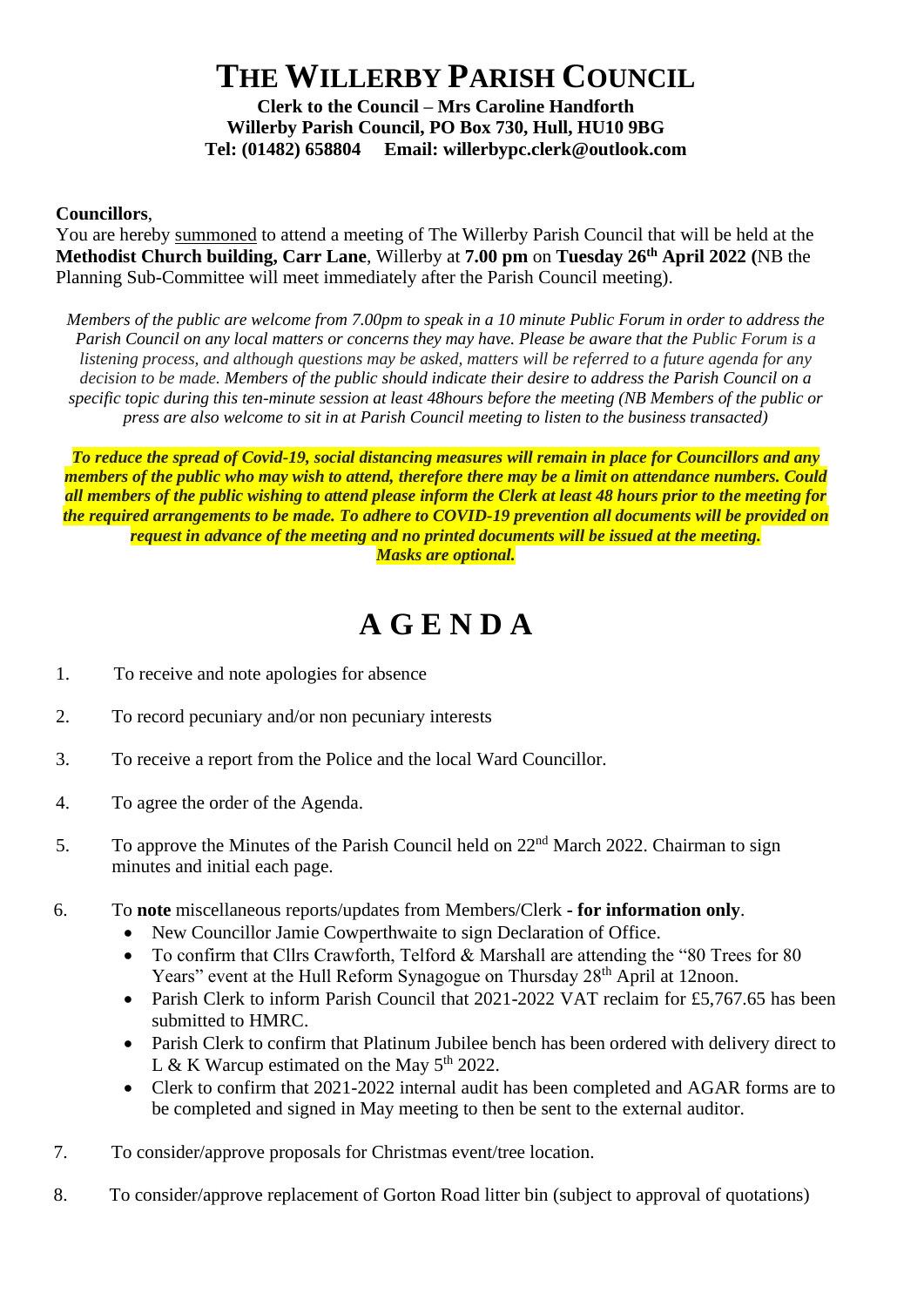# THE WILLERBY PARISH COUNCIL

**Clerk to the Council – Mrs Caroline Handforth**
**Willerby Parish Council, PO Box 730, Hull, HU10 9BG**
**Tel: (01482) 658804 Email: willerbypc.clerk@outlook.com**

**Councillors**,

You are hereby summoned to attend a meeting of The Willerby Parish Council that will be held at the **Methodist Church building, Carr Lane**, Willerby at **7.00 pm** on **Tuesday 26th April 2022 (**NB the Planning Sub-Committee will meet immediately after the Parish Council meeting).

*Members of the public are welcome from 7.00pm to speak in a 10 minute Public Forum in order to address the Parish Council on any local matters or concerns they may have. Please be aware that the Public Forum is a listening process, and although questions may be asked, matters will be referred to a future agenda for any decision to be made. Members of the public should indicate their desire to address the Parish Council on a specific topic during this ten-minute session at least 48hours before the meeting (NB Members of the public or press are also welcome to sit in at Parish Council meeting to listen to the business transacted)*

***To reduce the spread of Covid-19, social distancing measures will remain in place for Councillors and any members of the public who may wish to attend, therefore there may be a limit on attendance numbers. Could all members of the public wishing to attend please inform the Clerk at least 48 hours prior to the meeting for the required arrangements to be made. To adhere to COVID-19 prevention all documents will be provided on request in advance of the meeting and no printed documents will be issued at the meeting. Masks are optional.***

# A G E N D A

1. To receive and note apologies for absence
2. To record pecuniary and/or non pecuniary interests
3. To receive a report from the Police and the local Ward Councillor.
4. To agree the order of the Agenda.
5. To approve the Minutes of the Parish Council held on 22nd March 2022. Chairman to sign minutes and initial each page.
6. To **note** miscellaneous reports/updates from Members/Clerk **- for information only**.
   - New Councillor Jamie Cowperthwaite to sign Declaration of Office.
   - To confirm that Cllrs Crawforth, Telford & Marshall are attending the "80 Trees for 80 Years" event at the Hull Reform Synagogue on Thursday 28th April at 12noon.
   - Parish Clerk to inform Parish Council that 2021-2022 VAT reclaim for £5,767.65 has been submitted to HMRC.
   - Parish Clerk to confirm that Platinum Jubilee bench has been ordered with delivery direct to L & K Warcup estimated on the May 5th 2022.
   - Clerk to confirm that 2021-2022 internal audit has been completed and AGAR forms are to be completed and signed in May meeting to then be sent to the external auditor.
7. To consider/approve proposals for Christmas event/tree location.
8. To consider/approve replacement of Gorton Road litter bin (subject to approval of quotations)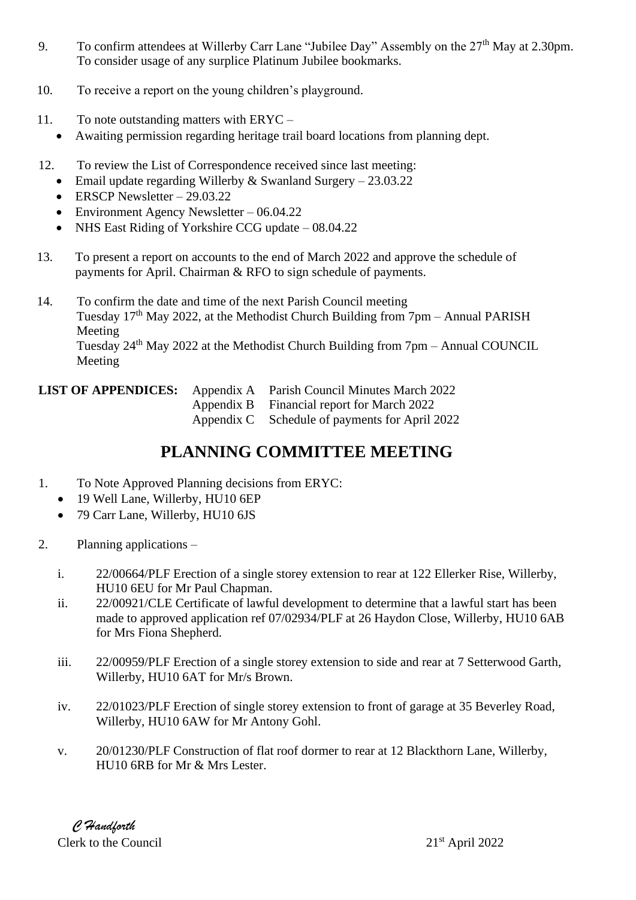9. To confirm attendees at Willerby Carr Lane "Jubilee Day" Assembly on the 27th May at 2.30pm. To consider usage of any surplice Platinum Jubilee bookmarks.

10. To receive a report on the young children's playground.

11. To note outstanding matters with ERYC –
    - Awaiting permission regarding heritage trail board locations from planning dept.

12. To review the List of Correspondence received since last meeting:
    - Email update regarding Willerby & Swanland Surgery – 23.03.22
    - ERSCP Newsletter – 29.03.22
    - Environment Agency Newsletter – 06.04.22
    - NHS East Riding of Yorkshire CCG update – 08.04.22

13. To present a report on accounts to the end of March 2022 and approve the schedule of payments for April. Chairman & RFO to sign schedule of payments.

14. To confirm the date and time of the next Parish Council meeting
    Tuesday 17th May 2022, at the Methodist Church Building from 7pm – Annual PARISH Meeting
    Tuesday 24th May 2022 at the Methodist Church Building from 7pm – Annual COUNCIL Meeting

| | | |
|---|---|---|
| **LIST OF APPENDICES:** | Appendix A | Parish Council Minutes March 2022 |
| | Appendix B | Financial report for March 2022 |
| | Appendix C | Schedule of payments for April 2022 |

# PLANNING COMMITTEE MEETING

1. To Note Approved Planning decisions from ERYC:
   - 19 Well Lane, Willerby, HU10 6EP
   - 79 Carr Lane, Willerby, HU10 6JS

2. Planning applications –

   i. 22/00664/PLF Erection of a single storey extension to rear at 122 Ellerker Rise, Willerby, HU10 6EU for Mr Paul Chapman.

   ii. 22/00921/CLE Certificate of lawful development to determine that a lawful start has been made to approved application ref 07/02934/PLF at 26 Haydon Close, Willerby, HU10 6AB for Mrs Fiona Shepherd.

   iii. 22/00959/PLF Erection of a single storey extension to side and rear at 7 Setterwood Garth, Willerby, HU10 6AT for Mr/s Brown.

   iv. 22/01023/PLF Erection of single storey extension to front of garage at 35 Beverley Road, Willerby, HU10 6AW for Mr Antony Gohl.

   v. 20/01230/PLF Construction of flat roof dormer to rear at 12 Blackthorn Lane, Willerby, HU10 6RB for Mr & Mrs Lester.

*C Handforth*
Clerk to the Council

21st April 2022